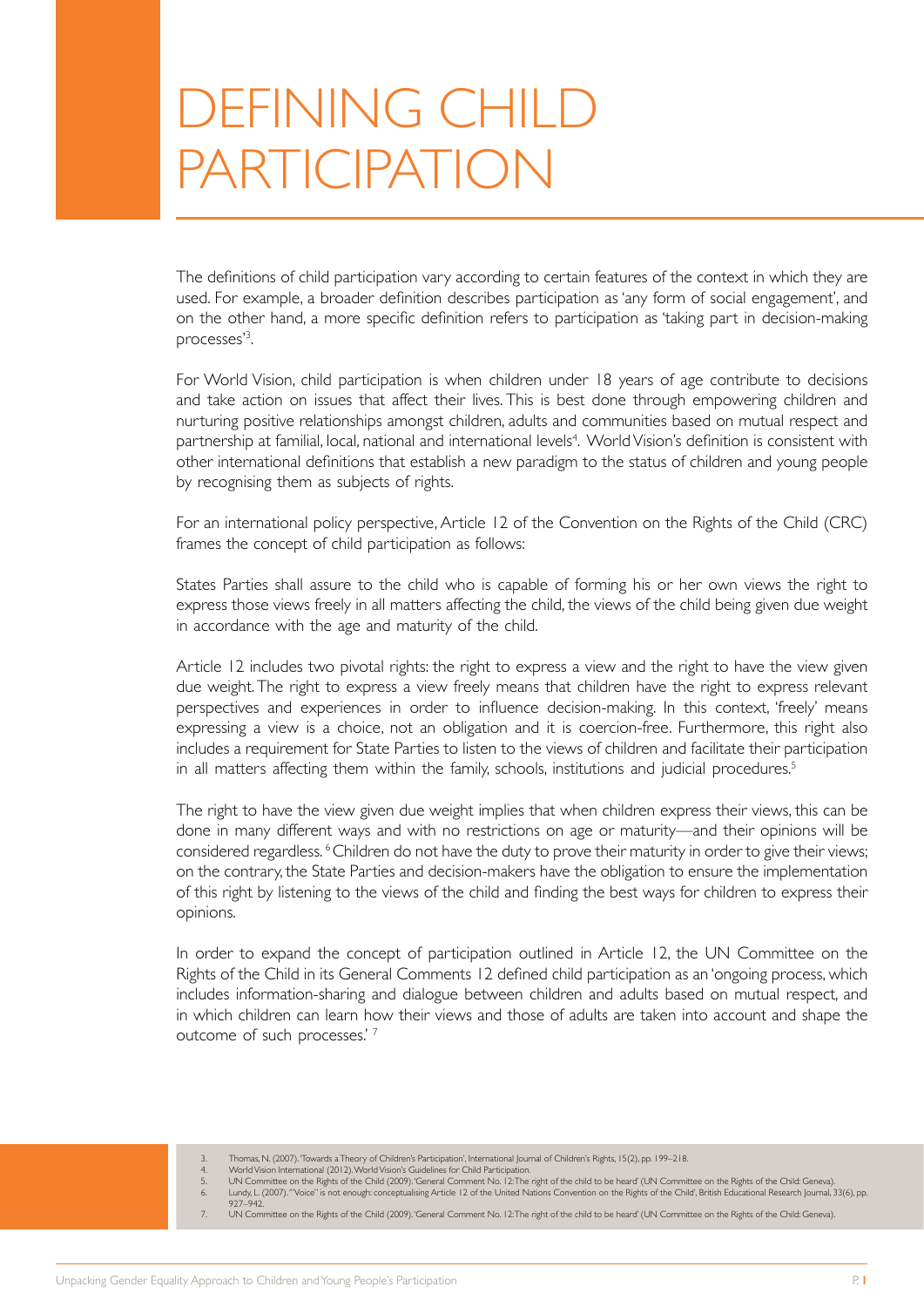# DEFINING CHILD PARTICIPATION

The definitions of child participation vary according to certain features of the context in which they are used. For example, a broader definition describes participation as 'any form of social engagement', and on the other hand, a more specific definition refers to participation as 'taking part in decision-making processes'[3].

For World Vision, child participation is when children under 18 years of age contribute to decisions and take action on issues that affect their lives. This is best done through empowering children and nurturing positive relationships amongst children, adults and communities based on mutual respect and partnership at familial, local, national and international levels[4]. World Vision's definition is consistent with other international definitions that establish a new paradigm to the status of children and young people by recognising them as subjects of rights.

For an international policy perspective, Article 12 of the Convention on the Rights of the Child (CRC) frames the concept of child participation as follows:

States Parties shall assure to the child who is capable of forming his or her own views the right to express those views freely in all matters affecting the child, the views of the child being given due weight in accordance with the age and maturity of the child.

Article 12 includes two pivotal rights: the right to express a view and the right to have the view given due weight. The right to express a view freely means that children have the right to express relevant perspectives and experiences in order to influence decision-making. In this context, 'freely' means expressing a view is a choice, not an obligation and it is coercion-free. Furthermore, this right also includes a requirement for State Parties to listen to the views of children and facilitate their participation in all matters affecting them within the family, schools, institutions and judicial procedures.[5]

The right to have the view given due weight implies that when children express their views, this can be done in many different ways and with no restrictions on age or maturity—and their opinions will be considered regardless.[6] Children do not have the duty to prove their maturity in order to give their views; on the contrary, the State Parties and decision-makers have the obligation to ensure the implementation of this right by listening to the views of the child and finding the best ways for children to express their opinions.

In order to expand the concept of participation outlined in Article 12, the UN Committee on the Rights of the Child in its General Comments 12 defined child participation as an 'ongoing process, which includes information-sharing and dialogue between children and adults based on mutual respect, and in which children can learn how their views and those of adults are taken into account and shape the outcome of such processes.'[7]

3. Thomas, N. (2007). 'Towards a Theory of Children's Participation', International Journal of Children's Rights, 15(2), pp. 199–218.
4. World Vision International (2012). World Vision's Guidelines for Child Participation.
5. UN Committee on the Rights of the Child (2009). 'General Comment No. 12: The right of the child to be heard' (UN Committee on the Rights of the Child: Geneva).
6. Lundy, L. (2007). '"Voice" is not enough: conceptualising Article 12 of the United Nations Convention on the Rights of the Child', British Educational Research Journal, 33(6), pp. 927–942.
7. UN Committee on the Rights of the Child (2009). 'General Comment No. 12: The right of the child to be heard' (UN Committee on the Rights of the Child: Geneva).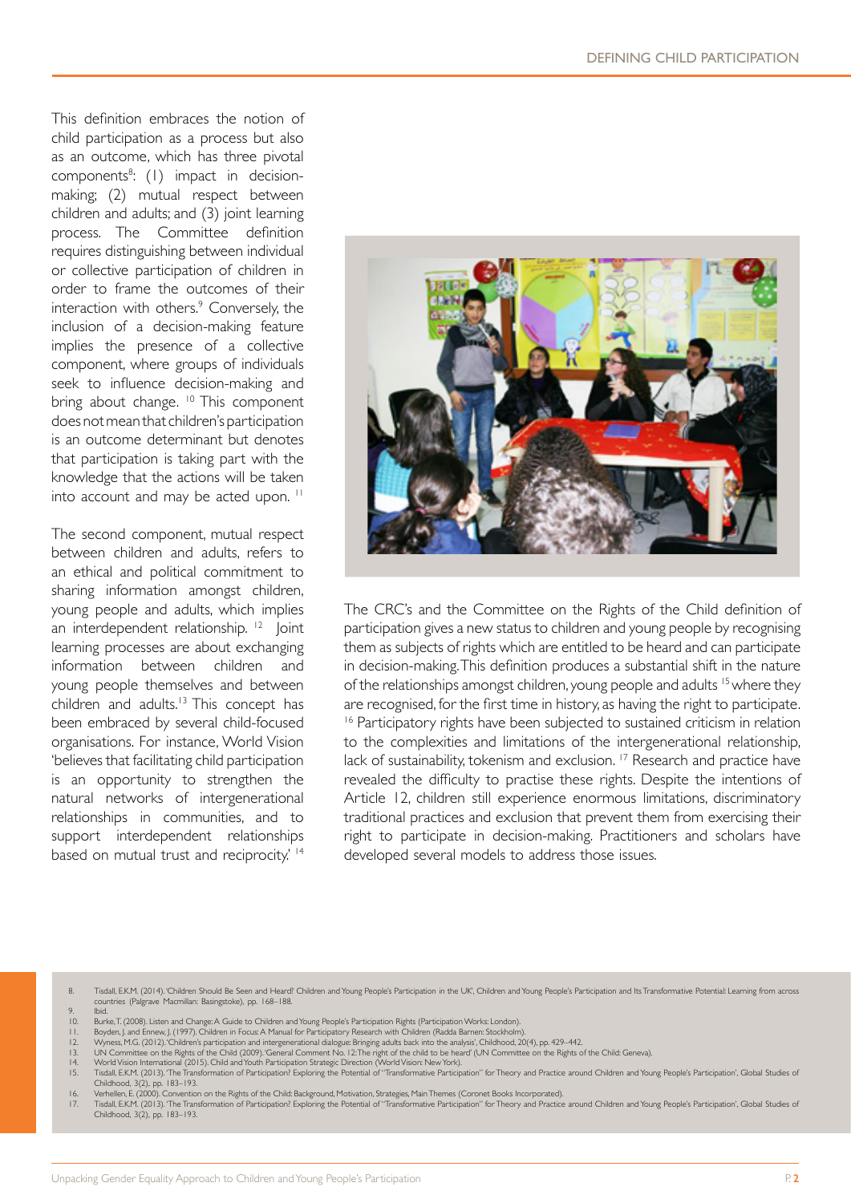This definition embraces the notion of child participation as a process but also as an outcome, which has three pivotal components[8]: (1) impact in decision-making; (2) mutual respect between children and adults; and (3) joint learning process. The Committee definition requires distinguishing between individual or collective participation of children in order to frame the outcomes of their interaction with others.[9] Conversely, the inclusion of a decision-making feature implies the presence of a collective component, where groups of individuals seek to influence decision-making and bring about change. [10] This component does not mean that children's participation is an outcome determinant but denotes that participation is taking part with the knowledge that the actions will be taken into account and may be acted upon. [11]

The second component, mutual respect between children and adults, refers to an ethical and political commitment to sharing information amongst children, young people and adults, which implies an interdependent relationship. [12] Joint learning processes are about exchanging information between children and young people themselves and between children and adults.[13] This concept has been embraced by several child-focused organisations. For instance, World Vision 'believes that facilitating child participation is an opportunity to strengthen the natural networks of intergenerational relationships in communities, and to support interdependent relationships based on mutual trust and reciprocity.' [14]

The CRC's and the Committee on the Rights of the Child definition of participation gives a new status to children and young people by recognising them as subjects of rights which are entitled to be heard and can participate in decision-making. This definition produces a substantial shift in the nature of the relationships amongst children, young people and adults [15] where they are recognised, for the first time in history, as having the right to participate. [16] Participatory rights have been subjected to sustained criticism in relation to the complexities and limitations of the intergenerational relationship, lack of sustainability, tokenism and exclusion. [17] Research and practice have revealed the difficulty to practise these rights. Despite the intentions of Article 12, children still experience enormous limitations, discriminatory traditional practices and exclusion that prevent them from exercising their right to participate in decision-making. Practitioners and scholars have developed several models to address those issues.

8. Tisdall, E.K.M. (2014). 'Children Should Be Seen and Heard? Children and Young People's Participation in the UK', Children and Young People's Participation and Its Transformative Potential: Learning from across countries (Palgrave Macmillan: Basingstoke), pp. 168–188.
9. Ibid.
10. Burke, T. (2008). Listen and Change: A Guide to Children and Young People's Participation Rights (Participation Works: London).
11. Boyden, J. and Ennew, J. (1997). Children in Focus: A Manual for Participatory Research with Children (Radda Barnen: Stockholm).
12. Wyness, M.G. (2012). 'Children's participation and intergenerational dialogue: Bringing adults back into the analysis', Childhood, 20(4), pp. 429–442.
13. UN Committee on the Rights of the Child (2009). 'General Comment No. 12: The right of the child to be heard' (UN Committee on the Rights of the Child: Geneva).
14. World Vision International (2015). Child and Youth Participation Strategic Direction (World Vision: New York).
15. Tisdall, E.K.M. (2013). 'The Transformation of Participation? Exploring the Potential of "Transformative Participation" for Theory and Practice around Children and Young People's Participation', Global Studies of Childhood, 3(2), pp. 183–193.
16. Verhellen, E. (2000). Convention on the Rights of the Child: Background, Motivation, Strategies, Main Themes (Coronet Books Incorporated).
17. Tisdall, E.K.M. (2013). 'The Transformation of Participation? Exploring the Potential of "Transformative Participation" for Theory and Practice around Children and Young People's Participation', Global Studies of Childhood, 3(2), pp. 183–193.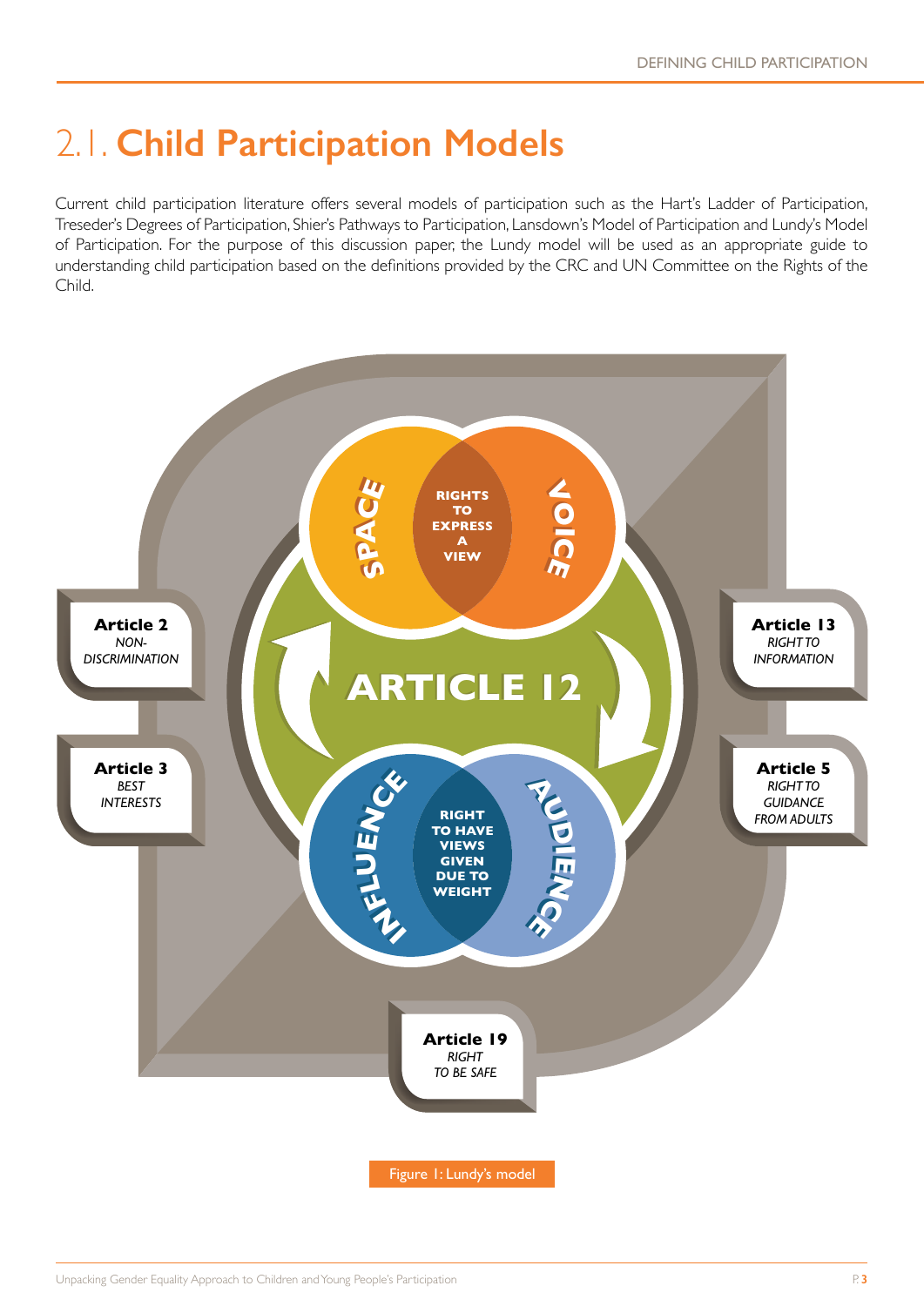## 2.1. Child Participation Models

Current child participation literature offers several models of participation such as the Hart's Ladder of Participation, Treseder's Degrees of Participation, Shier's Pathways to Participation, Lansdown's Model of Participation and Lundy's Model of Participation. For the purpose of this discussion paper, the Lundy model will be used as an appropriate guide to understanding child participation based on the definitions provided by the CRC and UN Committee on the Rights of the Child.

SPACE

RIGHTS TO EXPRESS A VIEW

VOICE

ARTICLE 12

INFLUENCE

RIGHT TO HAVE VIEWS GIVEN DUE TO WEIGHT

AUDIENCE

**Article 2**
*NON-DISCRIMINATION*

**Article 3**
*BEST INTERESTS*

**Article 13**
*RIGHT TO INFORMATION*

**Article 5**
*RIGHT TO GUIDANCE FROM ADULTS*

**Article 19**
*RIGHT TO BE SAFE*

Figure 1: Lundy's model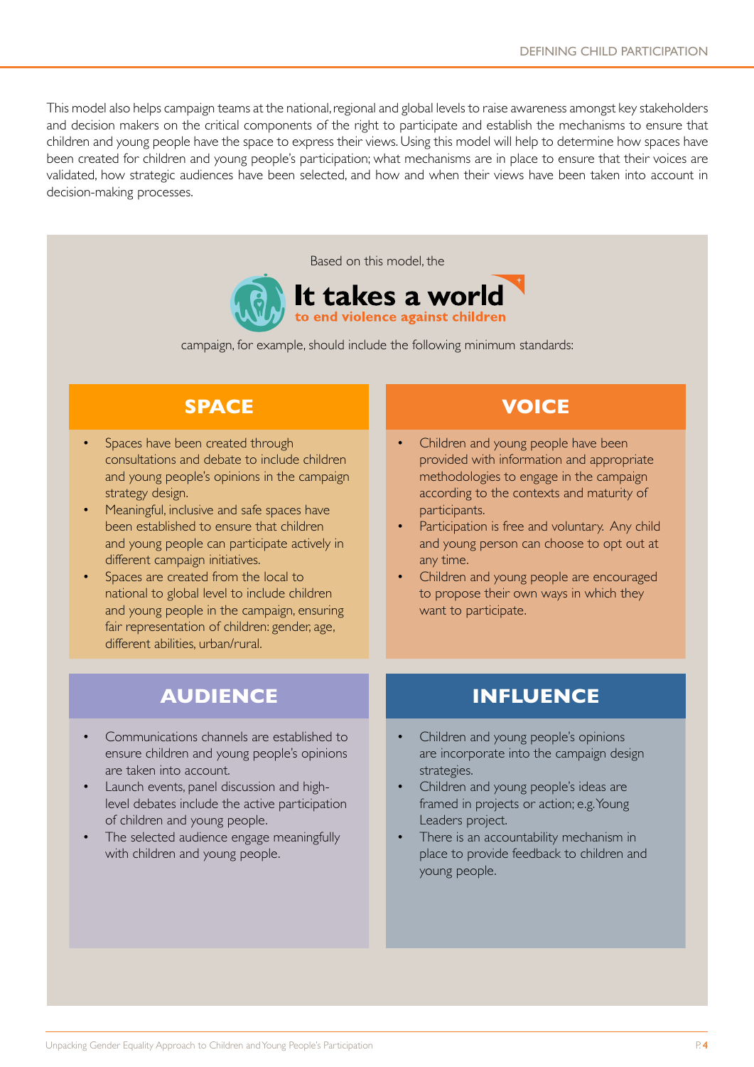This model also helps campaign teams at the national, regional and global levels to raise awareness amongst key stakeholders and decision makers on the critical components of the right to participate and establish the mechanisms to ensure that children and young people have the space to express their views. Using this model will help to determine how spaces have been created for children and young people's participation; what mechanisms are in place to ensure that their voices are validated, how strategic audiences have been selected, and how and when their views have been taken into account in decision-making processes.

Based on this model, the **It takes a world to end violence against children** campaign, for example, should include the following minimum standards:

## SPACE

- Spaces have been created through consultations and debate to include children and young people's opinions in the campaign strategy design.
- Meaningful, inclusive and safe spaces have been established to ensure that children and young people can participate actively in different campaign initiatives.
- Spaces are created from the local to national to global level to include children and young people in the campaign, ensuring fair representation of children: gender, age, different abilities, urban/rural.

## VOICE

- Children and young people have been provided with information and appropriate methodologies to engage in the campaign according to the contexts and maturity of participants.
- Participation is free and voluntary. Any child and young person can choose to opt out at any time.
- Children and young people are encouraged to propose their own ways in which they want to participate.

## AUDIENCE

- Communications channels are established to ensure children and young people's opinions are taken into account.
- Launch events, panel discussion and high-level debates include the active participation of children and young people.
- The selected audience engage meaningfully with children and young people.

## INFLUENCE

- Children and young people's opinions are incorporate into the campaign design strategies.
- Children and young people's ideas are framed in projects or action; e.g. Young Leaders project.
- There is an accountability mechanism in place to provide feedback to children and young people.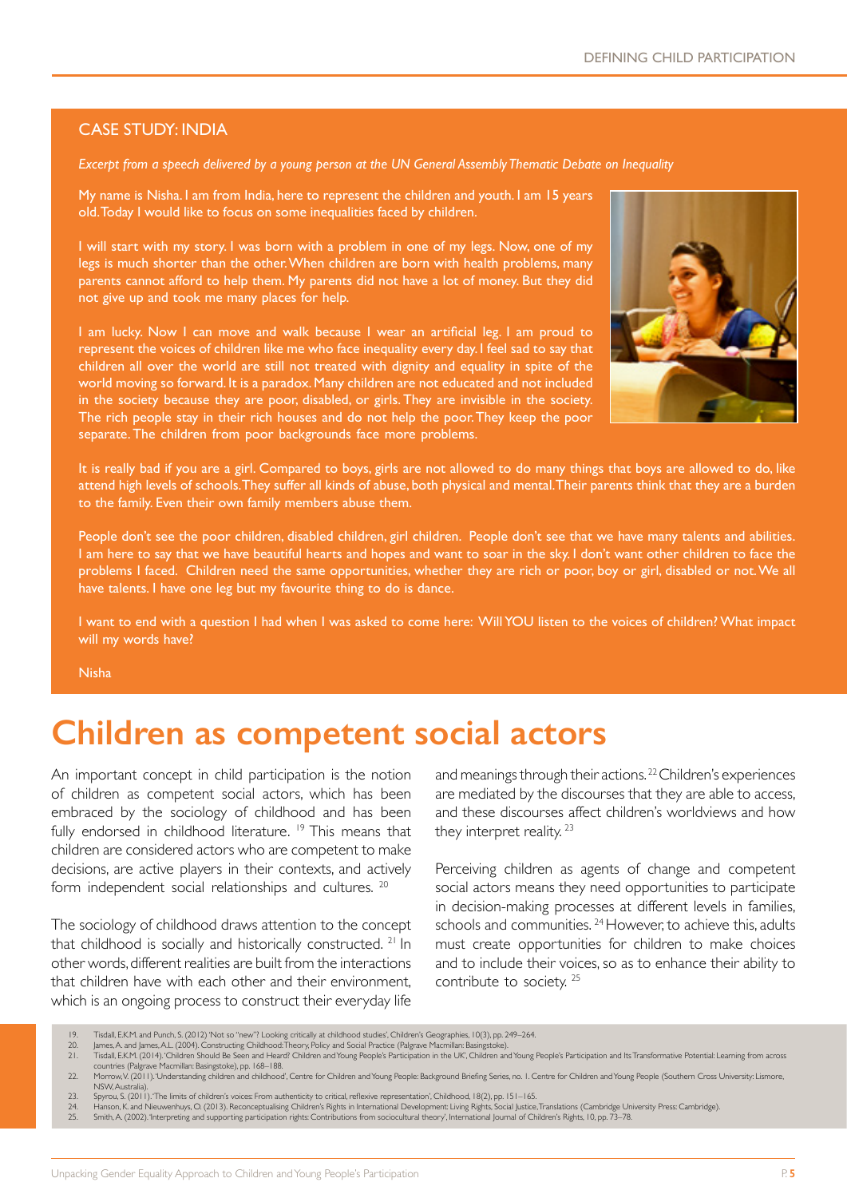## CASE STUDY: INDIA

*Excerpt from a speech delivered by a young person at the UN General Assembly Thematic Debate on Inequality*

My name is Nisha. I am from India, here to represent the children and youth. I am 15 years old. Today I would like to focus on some inequalities faced by children.

I will start with my story. I was born with a problem in one of my legs. Now, one of my legs is much shorter than the other. When children are born with health problems, many parents cannot afford to help them. My parents did not have a lot of money. But they did not give up and took me many places for help.

I am lucky. Now I can move and walk because I wear an artificial leg. I am proud to represent the voices of children like me who face inequality every day. I feel sad to say that children all over the world are still not treated with dignity and equality in spite of the world moving so forward. It is a paradox. Many children are not educated and not included in the society because they are poor, disabled, or girls. They are invisible in the society. The rich people stay in their rich houses and do not help the poor. They keep the poor separate. The children from poor backgrounds face more problems.

It is really bad if you are a girl. Compared to boys, girls are not allowed to do many things that boys are allowed to do, like attend high levels of schools. They suffer all kinds of abuse, both physical and mental. Their parents think that they are a burden to the family. Even their own family members abuse them.

People don't see the poor children, disabled children, girl children. People don't see that we have many talents and abilities. I am here to say that we have beautiful hearts and hopes and want to soar in the sky. I don't want other children to face the problems I faced. Children need the same opportunities, whether they are rich or poor, boy or girl, disabled or not. We all have talents. I have one leg but my favourite thing to do is dance.

I want to end with a question I had when I was asked to come here: Will YOU listen to the voices of children? What impact will my words have?

Nisha

# Children as competent social actors

An important concept in child participation is the notion of children as competent social actors, which has been embraced by the sociology of childhood and has been fully endorsed in childhood literature. [19] This means that children are considered actors who are competent to make decisions, are active players in their contexts, and actively form independent social relationships and cultures. [20]

The sociology of childhood draws attention to the concept that childhood is socially and historically constructed. [21] In other words, different realities are built from the interactions that children have with each other and their environment, which is an ongoing process to construct their everyday life and meanings through their actions. [22] Children's experiences are mediated by the discourses that they are able to access, and these discourses affect children's worldviews and how they interpret reality. [23]

Perceiving children as agents of change and competent social actors means they need opportunities to participate in decision-making processes at different levels in families, schools and communities. [24] However, to achieve this, adults must create opportunities for children to make choices and to include their voices, so as to enhance their ability to contribute to society. [25]

19. Tisdall, E.K.M. and Punch, S. (2012) 'Not so "new"? Looking critically at childhood studies', Children's Geographies, 10(3), pp. 249–264.
20. James, A. and James, A.L. (2004). Constructing Childhood: Theory, Policy and Social Practice (Palgrave Macmillan: Basingstoke).
21. Tisdall, E.K.M. (2014). 'Children Should Be Seen and Heard? Children and Young People's Participation in the UK', Children and Young People's Participation and Its Transformative Potential: Learning from across countries (Palgrave Macmillan: Basingstoke), pp. 168–188.
22. Morrow, V. (2011). 'Understanding children and childhood', Centre for Children and Young People: Background Briefing Series, no. 1. Centre for Children and Young People (Southern Cross University: Lismore, NSW, Australia).
23. Spyrou, S. (2011). 'The limits of children's voices: From authenticity to critical, reflexive representation', Childhood, 18(2), pp. 151–165.
24. Hanson, K. and Nieuwenhuys, O. (2013). Reconceptualising Children's Rights in International Development: Living Rights, Social Justice, Translations (Cambridge University Press: Cambridge).
25. Smith, A. (2002). 'Interpreting and supporting participation rights: Contributions from sociocultural theory', International Journal of Children's Rights, 10, pp. 73–78.